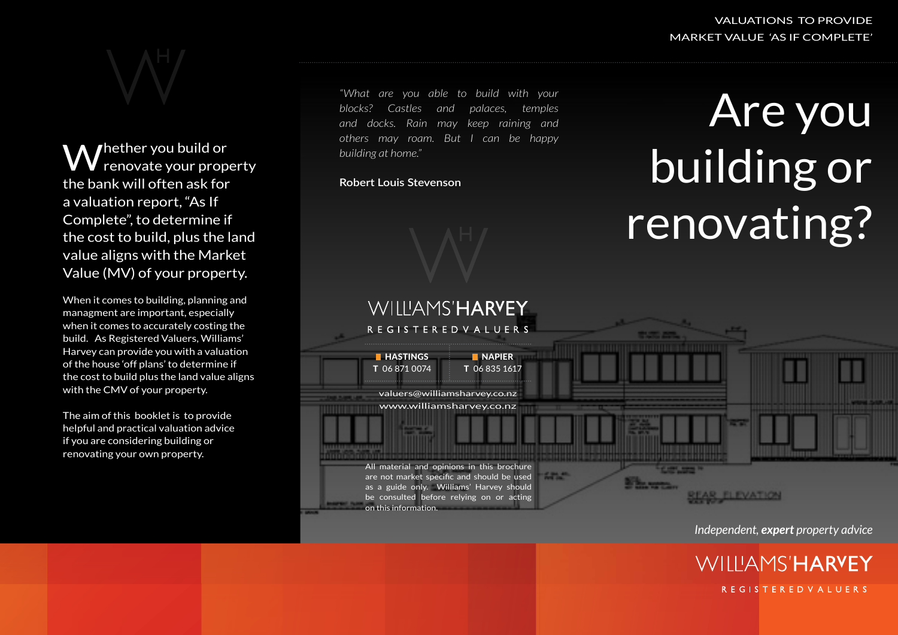Whether you build or renovate your property the bank will often ask for a valuation report, "As If Complete", to determine if the cost to build, plus the land value aligns with the Market Value (MV) of your property.

When it comes to building, planning and managment are important, especially when it comes to accurately costing the build. As Registered Valuers, Williams' Harvey can provide you with a valuation of the house 'off plans' to determine if the cost to build plus the land value aligns with the CMV of your property.

The aim of this booklet is to provide helpful and practical valuation advice if you are considering building or renovating your own property.

*"What are you able to build with your blocks? Castles and palaces, temples and docks. Rain may keep raining and others may roam. But I can be happy building at home."*

**Robert Louis Stevenson**

WILLIAMS'**HARVEY**

REGISTERED VALUERS

**HASTINGS**
**T** 06 871 0074

**NAPIER**
**T** 06 835 1617

valuers@williamsharvey.co.nz
www.williamsharvey.co.nz

All material and opinions in this brochure are not market specific and should be used as a guide only. Williams' Harvey should be consulted before relying on or acting on this information.

VALUATIONS TO PROVIDE MARKET VALUE 'AS IF COMPLETE'

# Are you building or renovating?

*Independent, **expert** property advice*

WILLIAMS'**HARVEY**

REGISTERED VALUERS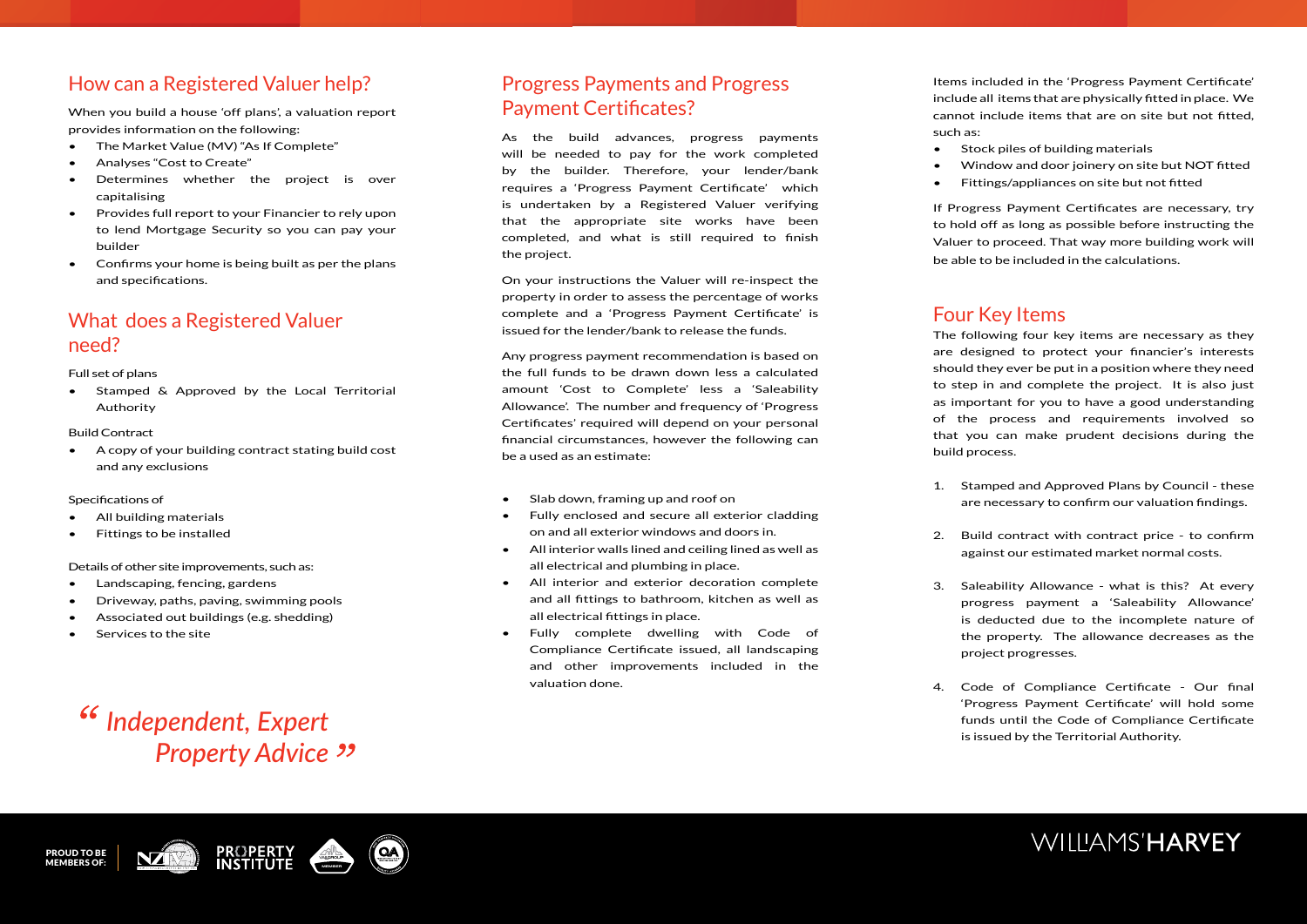## How can a Registered Valuer help?

When you build a house 'off plans', a valuation report provides information on the following:

- The Market Value (MV) "As If Complete"
- Analyses "Cost to Create"
- Determines whether the project is over capitalising
- Provides full report to your Financier to rely upon to lend Mortgage Security so you can pay your builder
- Confirms your home is being built as per the plans and specifications.

## What does a Registered Valuer need?

Full set of plans

- Stamped & Approved by the Local Territorial Authority

Build Contract

- A copy of your building contract stating build cost and any exclusions

Specifications of

- All building materials
- Fittings to be installed

Details of other site improvements, such as:

- Landscaping, fencing, gardens
- Driveway, paths, paving, swimming pools
- Associated out buildings (e.g. shedding)
- Services to the site

*" Independent, Expert Property Advice "*

## Progress Payments and Progress Payment Certificates?

As the build advances, progress payments will be needed to pay for the work completed by the builder. Therefore, your lender/bank requires a 'Progress Payment Certificate' which is undertaken by a Registered Valuer verifying that the appropriate site works have been completed, and what is still required to finish the project.

On your instructions the Valuer will re-inspect the property in order to assess the percentage of works complete and a 'Progress Payment Certificate' is issued for the lender/bank to release the funds.

Any progress payment recommendation is based on the full funds to be drawn down less a calculated amount 'Cost to Complete' less a 'Saleability Allowance'. The number and frequency of 'Progress Certificates' required will depend on your personal financial circumstances, however the following can be a used as an estimate:

- Slab down, framing up and roof on
- Fully enclosed and secure all exterior cladding on and all exterior windows and doors in.
- All interior walls lined and ceiling lined as well as all electrical and plumbing in place.
- All interior and exterior decoration complete and all fittings to bathroom, kitchen as well as all electrical fittings in place.
- Fully complete dwelling with Code of Compliance Certificate issued, all landscaping and other improvements included in the valuation done.

Items included in the 'Progress Payment Certificate' include all items that are physically fitted in place. We cannot include items that are on site but not fitted, such as:

- Stock piles of building materials
- Window and door joinery on site but NOT fitted
- Fittings/appliances on site but not fitted

If Progress Payment Certificates are necessary, try to hold off as long as possible before instructing the Valuer to proceed. That way more building work will be able to be included in the calculations.

## Four Key Items

The following four key items are necessary as they are designed to protect your financier's interests should they ever be put in a position where they need to step in and complete the project. It is also just as important for you to have a good understanding of the process and requirements involved so that you can make prudent decisions during the build process.

1. Stamped and Approved Plans by Council - these are necessary to confirm our valuation findings.
2. Build contract with contract price - to confirm against our estimated market normal costs.
3. Saleability Allowance - what is this? At every progress payment a 'Saleability Allowance' is deducted due to the incomplete nature of the property. The allowance decreases as the project progresses.
4. Code of Compliance Certificate - Our final 'Progress Payment Certificate' will hold some funds until the Code of Compliance Certificate is issued by the Territorial Authority.

PROUD TO BE MEMBERS OF:

WILLIAMS'HARVEY